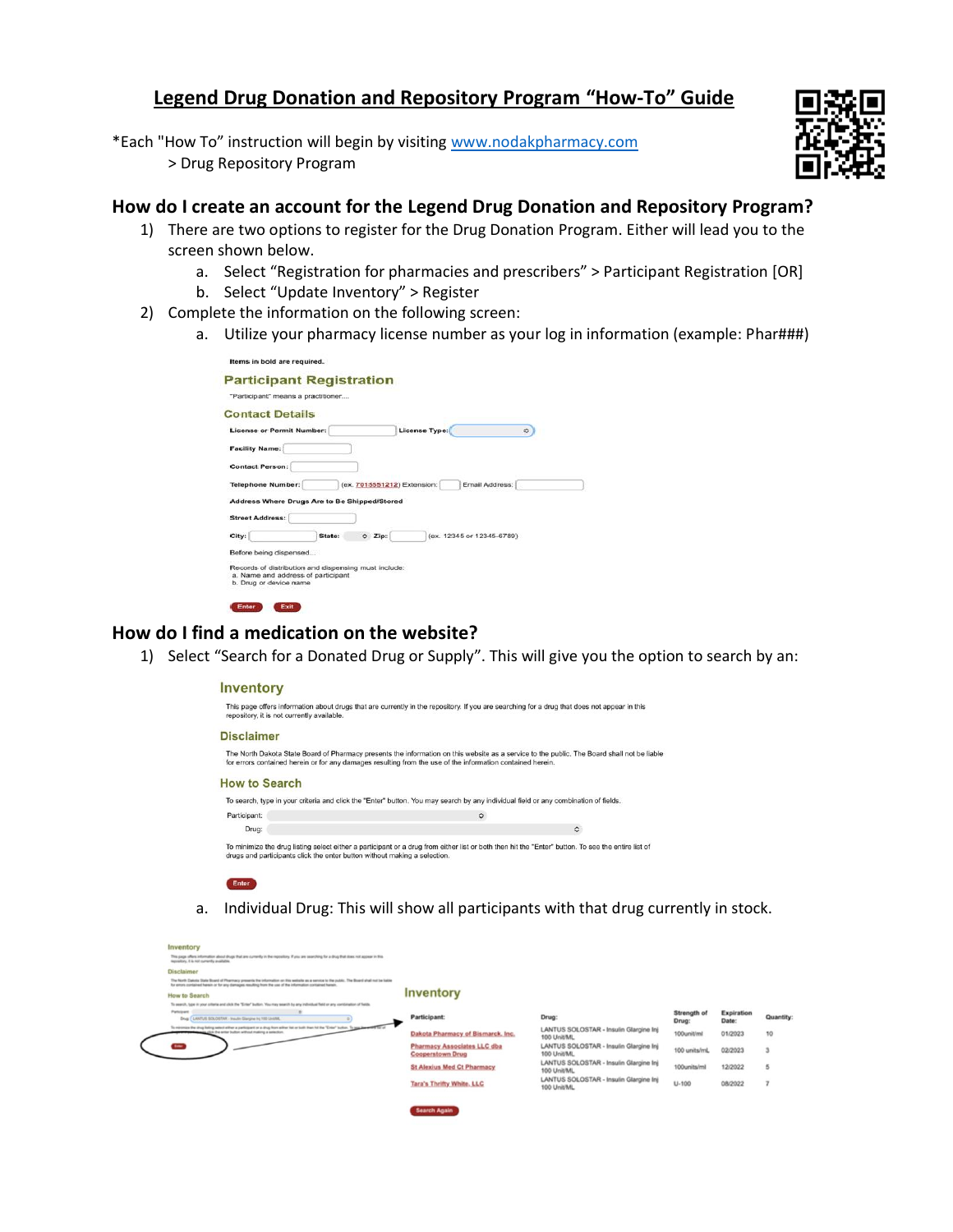# Legend Drug Donation and Repository Program "How-To" Guide

*Each "How To" instruction will begin by visiting www.nodakpharmacy.com
> Drug Repository Program

## How do I create an account for the Legend Drug Donation and Repository Program?

1) There are two options to register for the Drug Donation Program. Either will lead you to the screen shown below.
   a. Select "Registration for pharmacies and prescribers" > Participant Registration [OR]
   b. Select "Update Inventory" > Register
2) Complete the information on the following screen:
   a. Utilize your pharmacy license number as your log in information (example: Phar###)

Items in bold are required.

**Participant Registration**

"Participant" means a practitioner....

**Contact Details**

**License or Permit Number:** ______ **License Type:** ______

**Facility Name:** ______

**Contact Person:** ______

**Telephone Number:** ______ (ex. 7015551212) Extension: ______ Email Address: ______

**Address Where Drugs Are to Be Shipped/Stored**

**Street Address:** ______

**City:** ______ **State:** ______ **Zip:** ______ (ex. 12345 or 12345-6789)

Before being dispensed...

Records of distribution and dispensing must include:
a. Name and address of participant
b. Drug or device name

Enter | Exit

## How do I find a medication on the website?

1) Select "Search for a Donated Drug or Supply". This will give you the option to search by an:

**Inventory**

This page offers information about drugs that are currently in the repository. If you are searching for a drug that does not appear in this repository, it is not currently available.

**Disclaimer**

The North Dakota State Board of Pharmacy presents the information on this website as a service to the public. The Board shall not be liable for errors contained herein or for any damages resulting from the use of the information contained herein.

**How to Search**

To search, type in your criteria and click the "Enter" button. You may search by any individual field or any combination of fields.

Participant: ______

Drug: ______

To minimize the drug listing select either a participant or a drug from either list or both then hit the "Enter" button. To see the entire list of drugs and participants click the enter button without making a selection.

Enter

   a. Individual Drug: This will show all participants with that drug currently in stock.

**Inventory**

| Participant: | Drug: | Strength of Drug: | Expiration Date: | Quantity: |
|---|---|---|---|---|
| Dakota Pharmacy of Bismarck, Inc. | LANTUS SOLOSTAR - Insulin Glargine Inj 100 Unit/ML | 100unit/ml | 01/2023 | 10 |
| Pharmacy Associates LLC dba Cooperstown Drug | LANTUS SOLOSTAR - Insulin Glargine Inj 100 Unit/ML | 100 units/mL | 02/2023 | 3 |
| St Alexius Med Ct Pharmacy | LANTUS SOLOSTAR - Insulin Glargine Inj 100 Unit/ML | 100units/ml | 12/2022 | 5 |
| Tara's Thrifty White, LLC | LANTUS SOLOSTAR - Insulin Glargine Inj 100 Unit/ML | U-100 | 08/2022 | 7 |

Search Again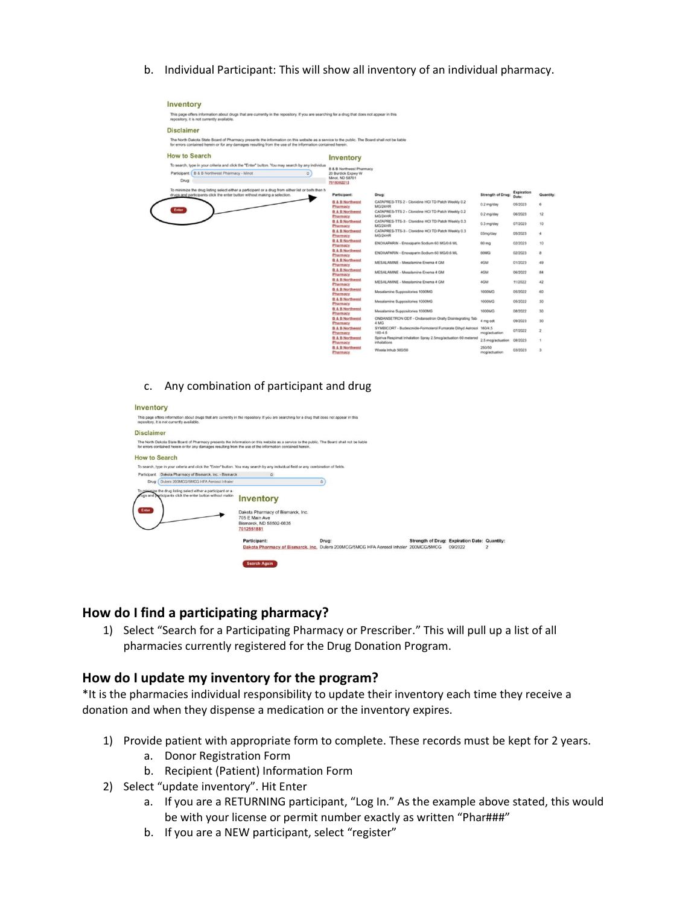b. Individual Participant: This will show all inventory of an individual pharmacy.

c. Any combination of participant and drug

## How do I find a participating pharmacy?

1) Select "Search for a Participating Pharmacy or Prescriber." This will pull up a list of all pharmacies currently registered for the Drug Donation Program.

## How do I update my inventory for the program?

*It is the pharmacies individual responsibility to update their inventory each time they receive a donation and when they dispense a medication or the inventory expires.

1) Provide patient with appropriate form to complete. These records must be kept for 2 years.
   a. Donor Registration Form
   b. Recipient (Patient) Information Form
2) Select "update inventory". Hit Enter
   a. If you are a RETURNING participant, "Log In." As the example above stated, this would be with your license or permit number exactly as written "Phar###"
   b. If you are a NEW participant, select "register"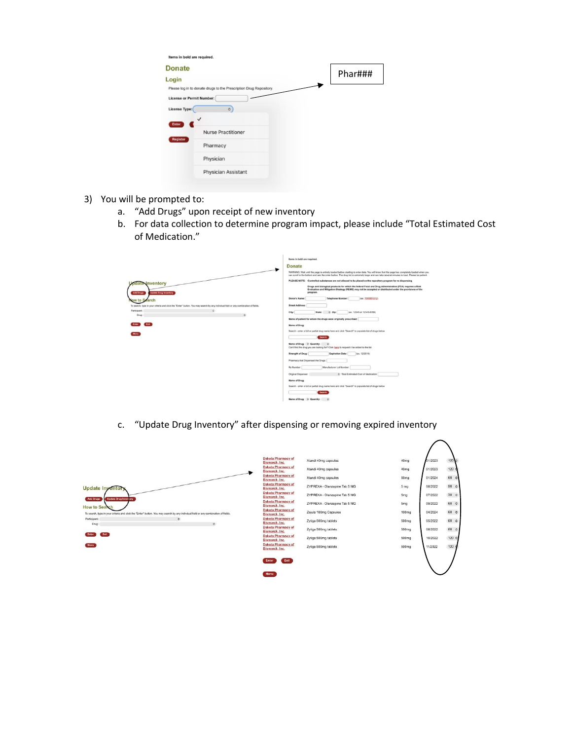Items in bold are required.

**Donate**

**Login**

Please log in to donate drugs to the Prescription Drug Repository.

**License or Permit Number:**

**License Type:**

- Nurse Practitioner
- Pharmacy
- Physician
- Physician Assistant

Enter

Register

Phar###

3) You will be prompted to:
   a. "Add Drugs" upon receipt of new inventory
   b. For data collection to determine program impact, please include "Total Estimated Cost of Medication."

**Update Inventory**

Add Drugs | Update Drug Inventory

**How to Search**

To search, type in your criteria and click the "Enter" button. You may search by any individual field or any combination of fields.

Participant:

Drug:

Enter | Exit

Menu

Items in bold are required.

**Donate**

WARNING: Wait until the page is entirely loaded before starting to enter data. You will know that the page has completely loaded when you can scroll to the bottom and see the enter button. The drug list is extremely large and can take several minutes to load. Please be patient.

**PLEASE NOTE: Controlled substances are not allowed to be placed on the repository program for re-dispensing.**

**Drugs and biological products for which the federal Food and Drug Administration (FDA) requires a Risk Evaluation and Mitigation Strategy (REMS) may not be accepted or distributed under the provisions of the program.**

**Donor's Name:** **Telephone Number:** (ex. 7015551212)

**Street Address:**

**City:** **State:** **Zip:** (ex. 12345 or 12345-6789)

**Name of patient for whom the drugs were originally prescribed:**

**Name of Drug:**

Search – enter a full or partial drug name here and click "Search" to populate list of drugs below

Search

**Name of Drug:** **Quantity:**

Can't find the drug you are looking for? Click here to request it be added to the list

**Strength of Drug:** **Expiration Date:** (ex. 12/2016)

Pharmacy that Dispensed the Drugs:

Rx Number: Manufacturer Lot Number:

Original Dispenser: Total Estimated Cost of Medication:

**Name of Drug:**

Search – enter a full or partial drug name here and click "Search" to populate list of drugs below

Search

**Name of Drug:** **Quantity:**

c. "Update Drug Inventory" after dispensing or removing expired inventory

**Update Inventory**

Add Drugs | Update Drug Inventory

**How to Search**

To search, type in your criteria and click the "Enter" button. You may search by any individual field or any combination of fields.

Participant:

Drug:

Enter | Exit

Menu

| | | | | |
|---|---|---|---|---|
| Dakota Pharmacy of Bismarck, Inc. | Xtandi 40mg capsules | 40mg | 01/2023 | 120 |
| Dakota Pharmacy of Bismarck, Inc. | Xtandi 40mg capsules | 40mg | 01/2023 | 120 |
| Dakota Pharmacy of Bismarck, Inc. | Xtandi 40mg capsules | 80mg | 01/2024 | 60 |
| Dakota Pharmacy of Bismarck, Inc. | ZYPREXA - Olanzapine Tab 5 MG | 5 mg | 08/2022 | 30 |
| Dakota Pharmacy of Bismarck, Inc. | ZYPREXA - Olanzapine Tab 5 MG | 5mg | 07/2022 | 30 |
| Dakota Pharmacy of Bismarck, Inc. | ZYPREXA - Olanzapine Tab 5 MG | 5mg | 09/2022 | 60 |
| Dakota Pharmacy of Bismarck, Inc. | Zejula 100mg Capsules | 100mg | 04/2024 | 60 |
| Dakota Pharmacy of Bismarck, Inc. | Zytiga 500mg tablets | 500mg | 05/2022 | 60 |
| Dakota Pharmacy of Bismarck, Inc. | Zytiga 500mg tablets | 500mg | 08/2022 | 60 |
| Dakota Pharmacy of Bismarck, Inc. | Zytiga 500mg tablets | 500mg | 10/2022 | 120 |
| Dakota Pharmacy of Bismarck, Inc. | Zytiga 500mg tablets | 500mg | 11/2022 | 120 |

Enter | Exit

Menu